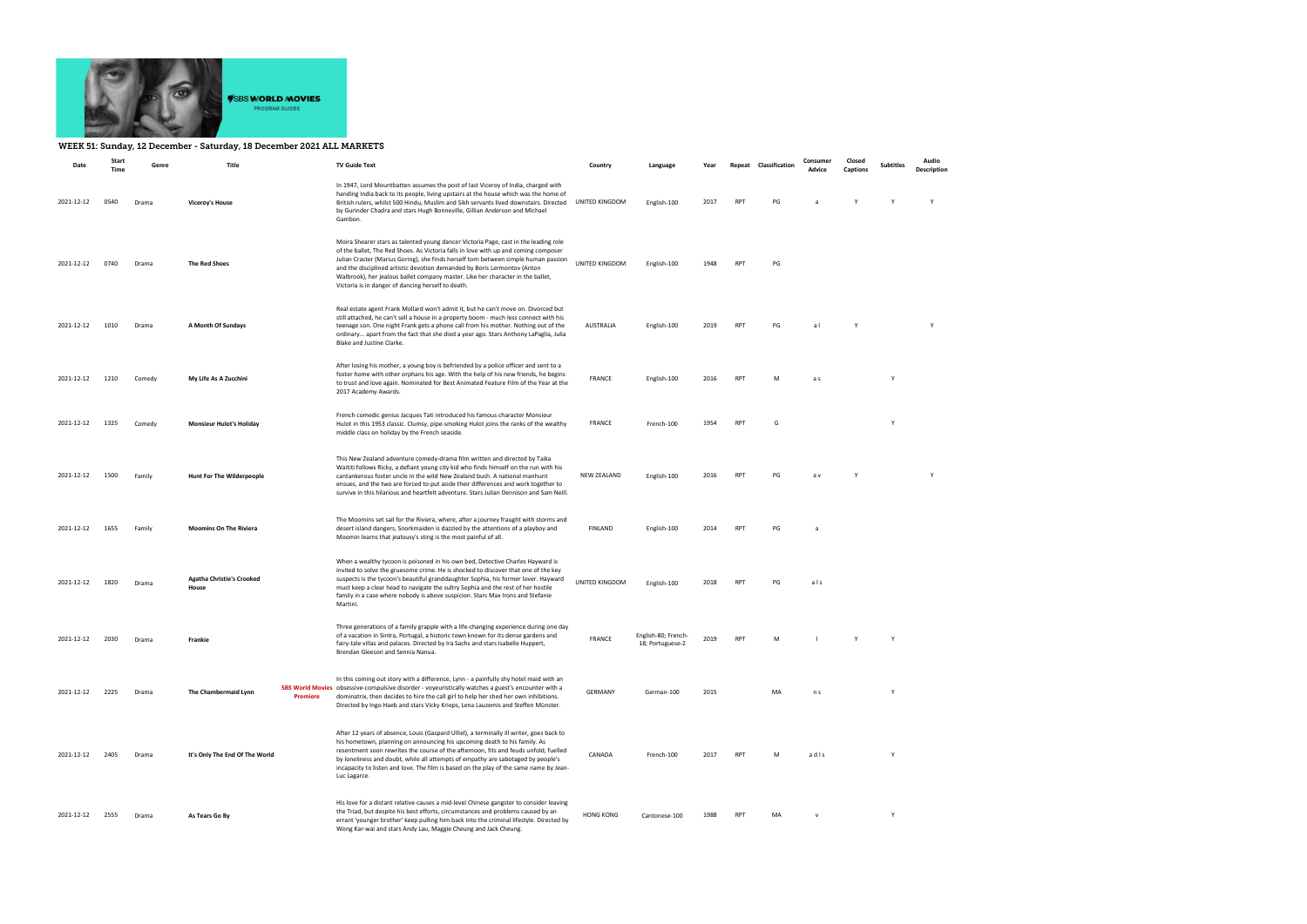SBS WORLD MOVIES PROGRAM GUIDES

## WEEK 51: Sunday, 12 December - Saturday, 18 December 2021 ALL MARKETS

| Date | Start Time | Genre | Title | | TV Guide Text | Country | Language | Year | Repeat | Classification | Consumer Advice | Closed Captions | Subtitles | Audio Description |
|---|---|---|---|---|---|---|---|---|---|---|---|---|---|---|
| 2021-12-12 | 0540 | Drama | **Viceroy's House** | | In 1947, Lord Mountbatten assumes the post of last Viceroy of India, charged with handing India back to its people, living upstairs at the house which was the home of British rulers, whilst 500 Hindu, Muslim and Sikh servants lived downstairs. Directed by Gurinder Chadra and stars Hugh Bonneville, Gillian Anderson and Michael Gambon. | UNITED KINGDOM | English-100 | 2017 | RPT | PG | a | Y | Y | Y |
| 2021-12-12 | 0740 | Drama | **The Red Shoes** | | Moira Shearer stars as talented young dancer Victoria Page, cast in the leading role of the ballet, The Red Shoes. As Victoria falls in love with up and coming composer Julian Craster (Marius Goring), she finds herself torn between simple human passion and the disciplined artistic devotion demanded by Boris Lermontov (Anton Walbrook), her jealous ballet company master. Like her character in the ballet, Victoria is in danger of dancing herself to death. | UNITED KINGDOM | English-100 | 1948 | RPT | PG | | | | |
| 2021-12-12 | 1010 | Drama | **A Month Of Sundays** | | Real estate agent Frank Mollard won't admit it, but he can't move on. Divorced but still attached, he can't sell a house in a property boom - much less connect with his teenage son. One night Frank gets a phone call from his mother. Nothing out of the ordinary... apart from the fact that she died a year ago. Stars Anthony LaPaglia, Julia Blake and Justine Clarke. | AUSTRALIA | English-100 | 2019 | RPT | PG | a l | Y | | Y |
| 2021-12-12 | 1210 | Comedy | **My Life As A Zucchini** | | After losing his mother, a young boy is befriended by a police officer and sent to a foster home with other orphans his age. With the help of his new friends, he begins to trust and love again. Nominated for Best Animated Feature Film of the Year at the 2017 Academy Awards. | FRANCE | English-100 | 2016 | RPT | M | a s | | Y | |
| 2021-12-12 | 1325 | Comedy | **Monsieur Hulot's Holiday** | | French comedic genius Jacques Tati introduced his famous character Monsieur Hulot in this 1953 classic. Clumsy, pipe-smoking Hulot joins the ranks of the wealthy middle class on holiday by the French seaside. | FRANCE | French-100 | 1954 | RPT | G | | | Y | |
| 2021-12-12 | 1500 | Family | **Hunt For The Wilderpeople** | | This New Zealand adventure comedy-drama film written and directed by Taika Waititi follows Ricky, a defiant young city kid who finds himself on the run with his cantankerous foster uncle in the wild New Zealand bush. A national manhunt ensues, and the two are forced to put aside their differences and work together to survive in this hilarious and heartfelt adventure. Stars Julian Dennison and Sam Neill. | NEW ZEALAND | English-100 | 2016 | RPT | PG | a v | Y | | Y |
| 2021-12-12 | 1655 | Family | **Moomins On The Riviera** | | The Moomins set sail for the Riviera, where, after a journey fraught with storms and desert island dangers, Snorkmaiden is dazzled by the attentions of a playboy and Moomin learns that jealousy's sting is the most painful of all. | FINLAND | English-100 | 2014 | RPT | PG | a | | | |
| 2021-12-12 | 1820 | Drama | **Agatha Christie's Crooked House** | | When a wealthy tycoon is poisoned in his own bed, Detective Charles Hayward is invited to solve the gruesome crime. He is shocked to discover that one of the key suspects is the tycoon's beautiful granddaughter Sophia, his former lover. Hayward must keep a clear head to navigate the sultry Sophia and the rest of her hostile family in a case where nobody is above suspicion. Stars Max Irons and Stefanie Martini. | UNITED KINGDOM | English-100 | 2018 | RPT | PG | a l s | | | |
| 2021-12-12 | 2030 | Drama | **Frankie** | | Three generations of a family grapple with a life-changing experience during one day of a vacation in Sintra, Portugal, a historic town known for its dense gardens and fairy-tale villas and palaces. Directed by Ira Sachs and stars Isabelle Huppert, Brendan Gleeson and Sennia Nanua. | FRANCE | English-80; French-18; Portuguese-2 | 2019 | RPT | M | l | Y | Y | |
| 2021-12-12 | 2225 | Drama | **The Chambermaid Lynn** | **SBS World Movies Premiere** | In this coming out story with a difference, Lynn - a painfully shy hotel maid with an obsessive-compulsive disorder - voyeuristically watches a guest's encounter with a dominatrix, then decides to hire the call girl to help her shed her own inhibitions. Directed by Ingo Haeb and stars Vicky Krieps, Lena Lauzemis and Steffen Münster. | GERMANY | German-100 | 2015 | | MA | n s | | Y | |
| 2021-12-12 | 2405 | Drama | **It's Only The End Of The World** | | After 12 years of absence, Louis (Gaspard Ulliel), a terminally ill writer, goes back to his hometown, planning on announcing his upcoming death to his family. As resentment soon rewrites the course of the afternoon, fits and feuds unfold, fuelled by loneliness and doubt, while all attempts of empathy are sabotaged by people's incapacity to listen and love. The film is based on the play of the same name by Jean-Luc Lagarce. | CANADA | French-100 | 2017 | RPT | M | a d l s | | Y | |
| 2021-12-12 | 2555 | Drama | **As Tears Go By** | | His love for a distant relative causes a mid-level Chinese gangster to consider leaving the Triad, but despite his best efforts, circumstances and problems caused by an errant 'younger brother' keep pulling him back into the criminal lifestyle. Directed by Wong Kar-wai and stars Andy Lau, Maggie Cheung and Jack Cheung. | HONG KONG | Cantonese-100 | 1988 | RPT | MA | v | | Y | |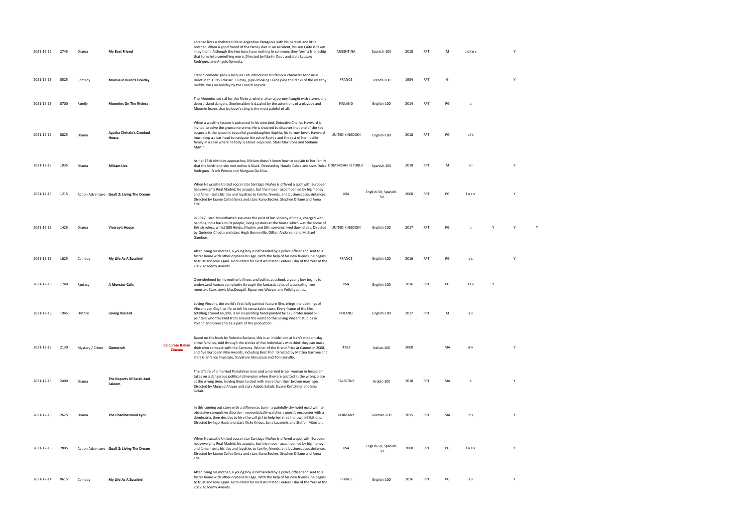| Date | Time | Genre | Title | Note | Description | Country | Language | Year | Repeat | Rating | Advice | | | |
|---|---|---|---|---|---|---|---|---|---|---|---|---|---|---|
| 2021-12-12 | 2745 | Drama | **My Best Friend** | | Lorenzo lives a sheltered life in Argentine Patagonia with his parents and little brother. When a good friend of the family dies in an accident, his son Caito is taken in by them. Although the two boys have nothing in common, they form a friendship that turns into something more. Directed by Martin Deus and stars Lautaro Rodriguez and Angelo Spinetta. | ARGENTINA | Spanish-100 | 2018 | RPT | M | a d l n s | | Y | |
| 2021-12-13 | 0525 | Comedy | **Monsieur Hulot's Holiday** | | French comedic genius Jacques Tati introduced his famous character Monsieur Hulot in this 1953 classic. Clumsy, pipe-smoking Hulot joins the ranks of the wealthy middle class on holiday by the French seaside. | FRANCE | French-100 | 1954 | RPT | G | | | Y | |
| 2021-12-13 | 0700 | Family | **Moomins On The Riviera** | | The Moomins set sail for the Riviera, where, after a journey fraught with storms and desert island dangers, Snorkmaiden is dazzled by the attentions of a playboy and Moomin learns that jealousy's sting is the most painful of all. | FINLAND | English-100 | 2014 | RPT | PG | a | | | |
| 2021-12-13 | 0825 | Drama | **Agatha Christie's Crooked House** | | When a wealthy tycoon is poisoned in his own bed, Detective Charles Hayward is invited to solve the gruesome crime. He is shocked to discover that one of the key suspects is the tycoon's beautiful granddaughter Sophia, his former lover. Hayward must keep a clear head to navigate the sultry Sophia and the rest of her hostile family in a case where nobody is above suspicion. Stars Max Irons and Stefanie Martini. | UNITED KINGDOM | English-100 | 2018 | RPT | PG | a l s | | | |
| 2021-12-13 | 1035 | Drama | **Miriam Lies** | | As her 15th birthday approaches, Miriam doesn't know how to explain to her family that the boyfriend she met online is black. Directed by Natalia Cabra and stars Dulce Rodriguez, Frank Perozo and Margaux Da Silva. | DOMINICAN REPUBLIC | Spanish-100 | 2018 | RPT | M | a l | | Y | |
| 2021-12-13 | 1215 | Action Adventure | **Goal! 2: Living The Dream** | | When Newcastle United soccer star Santiago Muñez is offered a spot with European heavyweights Real Madrid, he accepts, but the move - accompanied by big money and fame - tests his ties and loyalties to family, friends, and business acquaintances. Directed by Jaume Collet-Serra and stars Kuno Becker, Stephen Dillane and Anna Friel. | USA | English-50; Spanish-50 | 2008 | RPT | PG | l n s v | | Y | |
| 2021-12-13 | 1425 | Drama | **Viceroy's House** | | In 1947, Lord Mountbatten assumes the post of last Viceroy of India, charged with handing India back to its people, living upstairs at the house which was the home of British rulers, whilst 500 Hindu, Muslim and Sikh servants lived downstairs. Directed by Gurinder Chadra and stars Hugh Bonneville, Gillian Anderson and Michael Gambon. | UNITED KINGDOM | English-100 | 2017 | RPT | PG | a | Y | Y | Y |
| 2021-12-13 | 1625 | Comedy | **My Life As A Zucchini** | | After losing his mother, a young boy is befriended by a police officer and sent to a foster home with other orphans his age. With the help of his new friends, he begins to trust and love again. Nominated for Best Animated Feature Film of the Year at the 2017 Academy Awards. | FRANCE | English-100 | 2016 | RPT | PG | a s | | Y | |
| 2021-12-13 | 1740 | Fantasy | **A Monster Calls** | | Overwhelmed by his mother's illness and bullies at school, a young boy begins to understand human complexity through the fantastic tales of a consoling tree monster. Stars Lewis MacDougall, Sigourney Weaver and Felicity Jones. | USA | English-100 | 2016 | RPT | PG | a l v | Y | | |
| 2021-12-13 | 1945 | History | **Loving Vincent** | | Loving Vincent, the world's first fully painted feature film, brings the paintings of Vincent van Gogh to life to tell his remarkable story. Every frame of the film, totalling around 65,000, is an oil-painting hand-painted by 125 professional oil-painters who travelled from around the world to the Loving Vincent studios in Poland and Greece to be a part of the production. | POLAND | English-100 | 2017 | RPT | M | a s | | | |
| 2021-12-13 | 2130 | Mystery / Crime | **Gomorrah** | **Celebrate Italian Cinema** | Based on the book by Roberto Saviano, this is an inside look at Italy's modern-day crime families, told through the stories of five individuals who think they can make their own compact with the Camorra. Winner of the Grand Prize at Cannes in 2008, and five European Film Awards, including Best Film. Directed by Matteo Garrone and stars Gianfelice Imparato, Salvatore Abruzzese and Toni Servillo. | ITALY | Italian-100 | 2008 | | MA | d v | | Y | |
| 2021-12-13 | 2400 | Drama | **The Reports Of Sarah And Saleem** | | The affaire of a married Palestinian man and a married Israeli woman in Jerusalem takes on a dangerous political dimension when they are spotted in the wrong place at the wrong time, leaving them to deal with more than their broken marriages. Directed by Muayad Alayan and stars Adeeb Safadi, Sivane Kretchner and Ishai Golan. | PALESTINE | Arabic-100 | 2018 | RPT | MA | s | | Y | |
| 2021-12-13 | 2625 | Drama | **The Chambermaid Lynn** | | In this coming out story with a difference, Lynn - a painfully shy hotel maid with an obsessive-compulsive disorder - voyeuristically watches a guest's encounter with a dominatrix, then decides to hire the call girl to help her shed her own inhibitions. Directed by Ingo Haeb and stars Vicky Krieps, Lena Lauzemis and Steffen Münster. | GERMANY | German-100 | 2015 | RPT | MA | n s | | Y | |
| 2021-12-13 | 2805 | Action Adventure | **Goal! 2: Living The Dream** | | When Newcastle United soccer star Santiago Muñez is offered a spot with European heavyweights Real Madrid, he accepts, but the move - accompanied by big money and fame - tests his ties and loyalties to family, friends, and business acquaintances. Directed by Jaume Collet-Serra and stars Kuno Becker, Stephen Dillane and Anna Friel. | USA | English-50; Spanish-50 | 2008 | RPT | PG | l n s v | | Y | |
| 2021-12-14 | 0615 | Comedy | **My Life As A Zucchini** | | After losing his mother, a young boy is befriended by a police officer and sent to a foster home with other orphans his age. With the help of his new friends, he begins to trust and love again. Nominated for Best Animated Feature Film of the Year at the 2017 Academy Awards. | FRANCE | English-100 | 2016 | RPT | PG | a s | | Y | |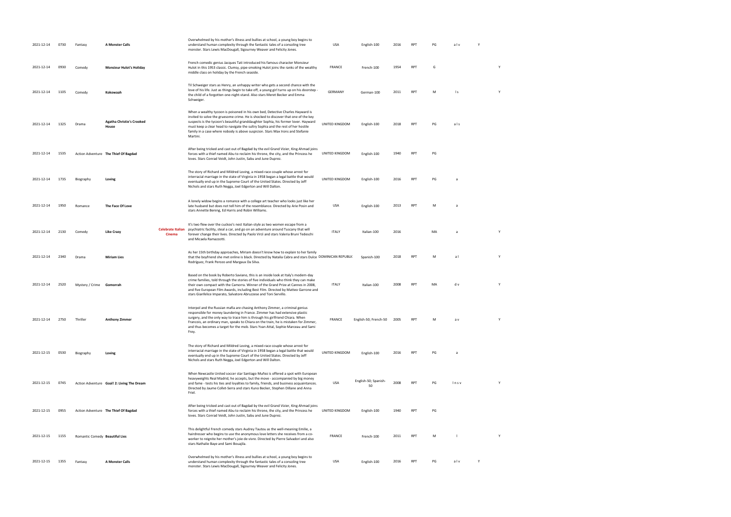| | | | | | | | | | | | | | | |
|---|---|---|---|---|---|---|---|---|---|---|---|---|---|---|
| 2021-12-14 | 0730 | Fantasy | **A Monster Calls** | | Overwhelmed by his mother's illness and bullies at school, a young boy begins to understand human complexity through the fantastic tales of a consoling tree monster. Stars Lewis MacDougall, Sigourney Weaver and Felicity Jones. | USA | English-100 | 2016 | RPT | PG | a l v | Y | |
| 2021-12-14 | 0930 | Comedy | **Monsieur Hulot's Holiday** | | French comedic genius Jacques Tati introduced his famous character Monsieur Hulot in this 1953 classic. Clumsy, pipe-smoking Hulot joins the ranks of the wealthy middle class on holiday by the French seaside. | FRANCE | French-100 | 1954 | RPT | G | | | Y |
| 2021-12-14 | 1105 | Comedy | **Kokowaah** | | Til Schweiger stars as Henry, an unhappy writer who gets a second chance with the love of his life. Just as things begin to take off, a young girl turns up on his doorstep - the child of a forgotten one-night-stand. Also stars Meret Becker and Emma Schweiger. | GERMANY | German-100 | 2011 | RPT | M | l s | | Y |
| 2021-12-14 | 1325 | Drama | **Agatha Christie's Crooked House** | | When a wealthy tycoon is poisoned in his own bed, Detective Charles Hayward is invited to solve the gruesome crime. He is shocked to discover that one of the key suspects is the tycoon's beautiful granddaughter Sophia, his former lover. Hayward must keep a clear head to navigate the sultry Sophia and the rest of her hostile family in a case where nobody is above suspicion. Stars Max Irons and Stefanie Martini. | UNITED KINGDOM | English-100 | 2018 | RPT | PG | a l s | | |
| 2021-12-14 | 1535 | Action Adventure | **The Thief Of Bagdad** | | After being tricked and cast out of Bagdad by the evil Grand Vizier, King Ahmad joins forces with a thief named Abu to reclaim his throne, the city, and the Princess he loves. Stars Conrad Veidt, John Justin, Sabu and June Duprez. | UNITED KINGDOM | English-100 | 1940 | RPT | PG | | | |
| 2021-12-14 | 1735 | Biography | **Loving** | | The story of Richard and Mildred Loving, a mixed-race couple whose arrest for interracial marriage in the state of Virginia in 1958 began a legal battle that would eventually end up in the Supreme Court of the United States. Directed by Jeff Nichols and stars Ruth Negga, Joel Edgerton and Will Dalton. | UNITED KINGDOM | English-100 | 2016 | RPT | PG | a | | |
| 2021-12-14 | 1950 | Romance | **The Face Of Love** | | A lonely widow begins a romance with a college art teacher who looks just like her late husband but does not tell him of the resemblance. Directed by Arie Posin and stars Annette Bening, Ed Harris and Robin Williams. | USA | English-100 | 2013 | RPT | M | a | | |
| 2021-12-14 | 2130 | Comedy | **Like Crazy** | **Celebrate Italian Cinema** | It's two flew over the cuckoo's nest Italian-style as two women escape from a psychiatric facility, steal a car, and go on an adventure around Tuscany that will forever change their lives. Directed by Paolo Virzi and stars Valeria Bruni Tedeschi and Micaela Ramazzotti. | ITALY | Italian-100 | 2016 | | MA | a | | Y |
| 2021-12-14 | 2340 | Drama | **Miriam Lies** | | As her 15th birthday approaches, Miriam doesn't know how to explain to her family that the boyfriend she met online is black. Directed by Natalia Cabra and stars Dulce Rodriguez, Frank Perozo and Margaux Da Silva. | DOMINICAN REPUBLIC | Spanish-100 | 2018 | RPT | M | a l | | Y |
| 2021-12-14 | 2520 | Mystery / Crime | **Gomorrah** | | Based on the book by Roberto Saviano, this is an inside look at Italy's modern-day crime families, told through the stories of five individuals who think they can make their own compact with the Camorra. Winner of the Grand Prize at Cannes in 2008, and five European Film Awards, including Best Film. Directed by Matteo Garrone and stars Gianfelice Imparato, Salvatore Abruzzese and Toni Servillo. | ITALY | Italian-100 | 2008 | RPT | MA | d v | | Y |
| 2021-12-14 | 2750 | Thriller | **Anthony Zimmer** | | Interpol and the Russian mafia are chasing Anthony Zimmer, a criminal genius responsible for money laundering in France. Zimmer has had extensive plastic surgery, and the only way to trace him is through his girlfriend Chiara. When Francois, an ordinary man, speaks to Chiara on the train, he is mistaken for Zimmer, and thus becomes a target for the mob. Stars Yvan Attal, Sophie Marceau and Sami Frey. | FRANCE | English-50; French-50 | 2005 | RPT | M | a v | | Y |
| 2021-12-15 | 0530 | Biography | **Loving** | | The story of Richard and Mildred Loving, a mixed-race couple whose arrest for interracial marriage in the state of Virginia in 1958 began a legal battle that would eventually end up in the Supreme Court of the United States. Directed by Jeff Nichols and stars Ruth Negga, Joel Edgerton and Will Dalton. | UNITED KINGDOM | English-100 | 2016 | RPT | PG | a | | |
| 2021-12-15 | 0745 | Action Adventure | **Goal! 2: Living The Dream** | | When Newcastle United soccer star Santiago Muñez is offered a spot with European heavyweights Real Madrid, he accepts, but the move - accompanied by big money and fame - tests his ties and loyalties to family, friends, and business acquaintances. Directed by Jaume Collet-Serra and stars Kuno Becker, Stephen Dillane and Anna Friel. | USA | English-50; Spanish-50 | 2008 | RPT | PG | l n s v | | Y |
| 2021-12-15 | 0955 | Action Adventure | **The Thief Of Bagdad** | | After being tricked and cast out of Bagdad by the evil Grand Vizier, King Ahmad joins forces with a thief named Abu to reclaim his throne, the city, and the Princess he loves. Stars Conrad Veidt, John Justin, Sabu and June Duprez. | UNITED KINGDOM | English-100 | 1940 | RPT | PG | | | |
| 2021-12-15 | 1155 | Romantic Comedy | **Beautiful Lies** | | This delightful French comedy stars Audrey Tautou as the well-meaning Emilie, a hairdresser who begins to use the anonymous love letters she receives from a co-worker to reignite her mother's joie de vivre. Directed by Pierre Salvadori and also stars Nathalie Baye and Sami Bouajila. | FRANCE | French-100 | 2011 | RPT | M | l | | Y |
| 2021-12-15 | 1355 | Fantasy | **A Monster Calls** | | Overwhelmed by his mother's illness and bullies at school, a young boy begins to understand human complexity through the fantastic tales of a consoling tree monster. Stars Lewis MacDougall, Sigourney Weaver and Felicity Jones. | USA | English-100 | 2016 | RPT | PG | a l v | Y | |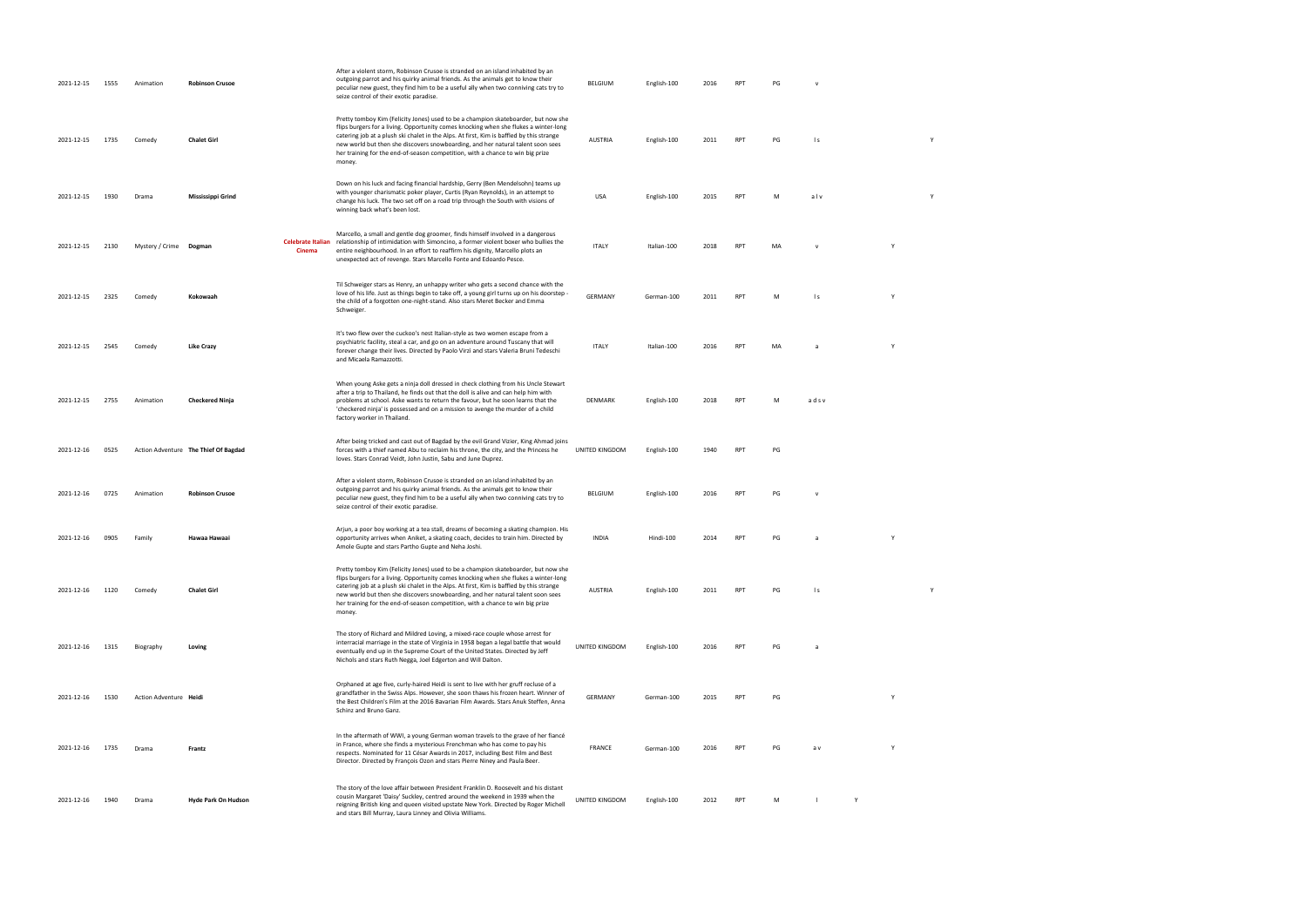| | | | | | | | | | | | | | | |
|---|---|---|---|---|---|---|---|---|---|---|---|---|---|---|
| 2021-12-15 | 1555 | Animation | **Robinson Crusoe** | | After a violent storm, Robinson Crusoe is stranded on an island inhabited by an outgoing parrot and his quirky animal friends. As the animals get to know their peculiar new guest, they find him to be a useful ally when two conniving cats try to seize control of their exotic paradise. | BELGIUM | English-100 | 2016 | RPT | PG | v | | | |
| 2021-12-15 | 1735 | Comedy | **Chalet Girl** | | Pretty tomboy Kim (Felicity Jones) used to be a champion skateboarder, but now she flips burgers for a living. Opportunity comes knocking when she flukes a winter-long catering job at a plush ski chalet in the Alps. At first, Kim is baffled by this strange new world but then she discovers snowboarding, and her natural talent soon sees her training for the end-of-season competition, with a chance to win big prize money. | AUSTRIA | English-100 | 2011 | RPT | PG | l s | | | Y |
| 2021-12-15 | 1930 | Drama | **Mississippi Grind** | | Down on his luck and facing financial hardship, Gerry (Ben Mendelsohn) teams up with younger charismatic poker player, Curtis (Ryan Reynolds), in an attempt to change his luck. The two set off on a road trip through the South with visions of winning back what's been lost. | USA | English-100 | 2015 | RPT | M | a l v | | | Y |
| 2021-12-15 | 2130 | Mystery / Crime | **Dogman** | **Celebrate Italian Cinema** | Marcello, a small and gentle dog groomer, finds himself involved in a dangerous relationship of intimidation with Simoncino, a former violent boxer who bullies the entire neighbourhood. In an effort to reaffirm his dignity, Marcello plots an unexpected act of revenge. Stars Marcello Fonte and Edoardo Pesce. | ITALY | Italian-100 | 2018 | RPT | MA | v | | Y | |
| 2021-12-15 | 2325 | Comedy | **Kokowaah** | | Til Schweiger stars as Henry, an unhappy writer who gets a second chance with the love of his life. Just as things begin to take off, a young girl turns up on his doorstep - the child of a forgotten one-night-stand. Also stars Meret Becker and Emma Schweiger. | GERMANY | German-100 | 2011 | RPT | M | l s | | Y | |
| 2021-12-15 | 2545 | Comedy | **Like Crazy** | | It's two flew over the cuckoo's nest Italian-style as two women escape from a psychiatric facility, steal a car, and go on an adventure around Tuscany that will forever change their lives. Directed by Paolo Virzi and stars Valeria Bruni Tedeschi and Micaela Ramazzotti. | ITALY | Italian-100 | 2016 | RPT | MA | a | | Y | |
| 2021-12-15 | 2755 | Animation | **Checkered Ninja** | | When young Aske gets a ninja doll dressed in check clothing from his Uncle Stewart after a trip to Thailand, he finds out that the doll is alive and can help him with problems at school. Aske wants to return the favour, but he soon learns that the 'checkered ninja' is possessed and on a mission to avenge the murder of a child factory worker in Thailand. | DENMARK | English-100 | 2018 | RPT | M | a d s v | | | |
| 2021-12-16 | 0525 | Action Adventure | **The Thief Of Bagdad** | | After being tricked and cast out of Bagdad by the evil Grand Vizier, King Ahmad joins forces with a thief named Abu to reclaim his throne, the city, and the Princess he loves. Stars Conrad Veidt, John Justin, Sabu and June Duprez. | UNITED KINGDOM | English-100 | 1940 | RPT | PG | | | | |
| 2021-12-16 | 0725 | Animation | **Robinson Crusoe** | | After a violent storm, Robinson Crusoe is stranded on an island inhabited by an outgoing parrot and his quirky animal friends. As the animals get to know their peculiar new guest, they find him to be a useful ally when two conniving cats try to seize control of their exotic paradise. | BELGIUM | English-100 | 2016 | RPT | PG | v | | | |
| 2021-12-16 | 0905 | Family | **Hawaa Hawaai** | | Arjun, a poor boy working at a tea stall, dreams of becoming a skating champion. His opportunity arrives when Aniket, a skating coach, decides to train him. Directed by Amole Gupte and stars Partho Gupte and Neha Joshi. | INDIA | Hindi-100 | 2014 | RPT | PG | a | | Y | |
| 2021-12-16 | 1120 | Comedy | **Chalet Girl** | | Pretty tomboy Kim (Felicity Jones) used to be a champion skateboarder, but now she flips burgers for a living. Opportunity comes knocking when she flukes a winter-long catering job at a plush ski chalet in the Alps. At first, Kim is baffled by this strange new world but then she discovers snowboarding, and her natural talent soon sees her training for the end-of-season competition, with a chance to win big prize money. | AUSTRIA | English-100 | 2011 | RPT | PG | l s | | | Y |
| 2021-12-16 | 1315 | Biography | **Loving** | | The story of Richard and Mildred Loving, a mixed-race couple whose arrest for interracial marriage in the state of Virginia in 1958 began a legal battle that would eventually end up in the Supreme Court of the United States. Directed by Jeff Nichols and stars Ruth Negga, Joel Edgerton and Will Dalton. | UNITED KINGDOM | English-100 | 2016 | RPT | PG | a | | | |
| 2021-12-16 | 1530 | Action Adventure | **Heidi** | | Orphaned at age five, curly-haired Heidi is sent to live with her gruff recluse of a grandfather in the Swiss Alps. However, she soon thaws his frozen heart. Winner of the Best Children's Film at the 2016 Bavarian Film Awards. Stars Anuk Steffen, Anna Schinz and Bruno Ganz. | GERMANY | German-100 | 2015 | RPT | PG | | | Y | |
| 2021-12-16 | 1735 | Drama | **Frantz** | | In the aftermath of WWI, a young German woman travels to the grave of her fiancé in France, where she finds a mysterious Frenchman who has come to pay his respects. Nominated for 11 César Awards in 2017, including Best Film and Best Director. Directed by François Ozon and stars Pierre Niney and Paula Beer. | FRANCE | German-100 | 2016 | RPT | PG | a v | | Y | |
| 2021-12-16 | 1940 | Drama | **Hyde Park On Hudson** | | The story of the love affair between President Franklin D. Roosevelt and his distant cousin Margaret 'Daisy' Suckley, centred around the weekend in 1939 when the reigning British king and queen visited upstate New York. Directed by Roger Michell and stars Bill Murray, Laura Linney and Olivia Williams. | UNITED KINGDOM | English-100 | 2012 | RPT | M | l | Y | | |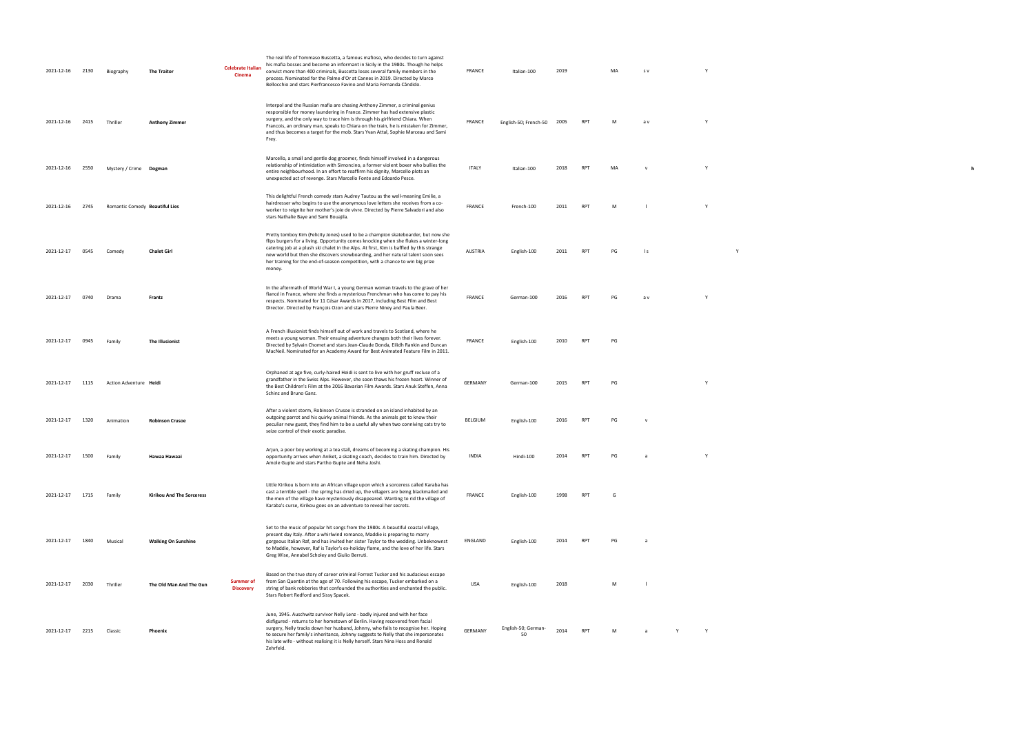| | | | | | | | | | | | | | | | |
|---|---|---|---|---|---|---|---|---|---|---|---|---|---|---|---|
| 2021-12-16 | 2130 | Biography | **The Traitor** | **Celebrate Italian Cinema** | The real life of Tommaso Buscetta, a famous mafioso, who decides to turn against his mafia bosses and become an informant in Sicily in the 1980s. Though he helps convict more than 400 criminals, Buscetta loses several family members in the process. Nominated for the Palme d'Or at Cannes in 2019. Directed by Marco Bellocchio and stars Pierfrancesco Favino and Maria Fernanda Cândido. | FRANCE | Italian-100 | 2019 | | MA | s v | | Y | | |
| 2021-12-16 | 2415 | Thriller | **Anthony Zimmer** | | Interpol and the Russian mafia are chasing Anthony Zimmer, a criminal genius responsible for money laundering in France. Zimmer has had extensive plastic surgery, and the only way to trace him is through his girlfriend Chiara. When Francois, an ordinary man, speaks to Chiara on the train, he is mistaken for Zimmer, and thus becomes a target for the mob. Stars Yvan Attal, Sophie Marceau and Sami Frey. | FRANCE | English-50; French-50 | 2005 | RPT | M | a v | | Y | | |
| 2021-12-16 | 2550 | Mystery / Crime | **Dogman** | | Marcello, a small and gentle dog groomer, finds himself involved in a dangerous relationship of intimidation with Simoncino, a former violent boxer who bullies the entire neighbourhood. In an effort to reaffirm his dignity, Marcello plots an unexpected act of revenge. Stars Marcello Fonte and Edoardo Pesce. | ITALY | Italian-100 | 2018 | RPT | MA | v | | Y | | h |
| 2021-12-16 | 2745 | Romantic Comedy | **Beautiful Lies** | | This delightful French comedy stars Audrey Tautou as the well-meaning Emilie, a hairdresser who begins to use the anonymous love letters she receives from a co-worker to reignite her mother's joie de vivre. Directed by Pierre Salvadori and also stars Nathalie Baye and Sami Bouajila. | FRANCE | French-100 | 2011 | RPT | M | l | | Y | | |
| 2021-12-17 | 0545 | Comedy | **Chalet Girl** | | Pretty tomboy Kim (Felicity Jones) used to be a champion skateboarder, but now she flips burgers for a living. Opportunity comes knocking when she flukes a winter-long catering job at a plush ski chalet in the Alps. At first, Kim is baffled by this strange new world but then she discovers snowboarding, and her natural talent soon sees her training for the end-of-season competition, with a chance to win big prize money. | AUSTRIA | English-100 | 2011 | RPT | PG | l s | | | Y | |
| 2021-12-17 | 0740 | Drama | **Frantz** | | In the aftermath of World War I, a young German woman travels to the grave of her fiancé in France, where she finds a mysterious Frenchman who has come to pay his respects. Nominated for 11 César Awards in 2017, including Best Film and Best Director. Directed by François Ozon and stars Pierre Niney and Paula Beer. | FRANCE | German-100 | 2016 | RPT | PG | a v | | Y | | |
| 2021-12-17 | 0945 | Family | **The Illusionist** | | A French illusionist finds himself out of work and travels to Scotland, where he meets a young woman. Their ensuing adventure changes both their lives forever. Directed by Sylvain Chomet and stars Jean-Claude Donda, Eilidh Rankin and Duncan MacNeil. Nominated for an Academy Award for Best Animated Feature Film in 2011. | FRANCE | English-100 | 2010 | RPT | PG | | | | | |
| 2021-12-17 | 1115 | Action Adventure | **Heidi** | | Orphaned at age five, curly-haired Heidi is sent to live with her gruff recluse of a grandfather in the Swiss Alps. However, she soon thaws his frozen heart. Winner of the Best Children's Film at the 2016 Bavarian Film Awards. Stars Anuk Steffen, Anna Schinz and Bruno Ganz. | GERMANY | German-100 | 2015 | RPT | PG | | | Y | | |
| 2021-12-17 | 1320 | Animation | **Robinson Crusoe** | | After a violent storm, Robinson Crusoe is stranded on an island inhabited by an outgoing parrot and his quirky animal friends. As the animals get to know their peculiar new guest, they find him to be a useful ally when two conniving cats try to seize control of their exotic paradise. | BELGIUM | English-100 | 2016 | RPT | PG | v | | | | |
| 2021-12-17 | 1500 | Family | **Hawaa Hawaai** | | Arjun, a poor boy working at a tea stall, dreams of becoming a skating champion. His opportunity arrives when Aniket, a skating coach, decides to train him. Directed by Amole Gupte and stars Partho Gupte and Neha Joshi. | INDIA | Hindi-100 | 2014 | RPT | PG | a | | Y | | |
| 2021-12-17 | 1715 | Family | **Kirikou And The Sorceress** | | Little Kirikou is born into an African village upon which a sorceress called Karaba has cast a terrible spell - the spring has dried up, the villagers are being blackmailed and the men of the village have mysteriously disappeared. Wanting to rid the village of Karaba's curse, Kirikou goes on an adventure to reveal her secrets. | FRANCE | English-100 | 1998 | RPT | G | | | | | |
| 2021-12-17 | 1840 | Musical | **Walking On Sunshine** | | Set to the music of popular hit songs from the 1980s. A beautiful coastal village, present day Italy. After a whirlwind romance, Maddie is preparing to marry gorgeous Italian Raf, and has invited her sister Taylor to the wedding. Unbeknownst to Maddie, however, Raf is Taylor's ex-holiday flame, and the love of her life. Stars Greg Wise, Annabel Scholey and Giulio Berruti. | ENGLAND | English-100 | 2014 | RPT | PG | a | | | | |
| 2021-12-17 | 2030 | Thriller | **The Old Man And The Gun** | **Summer of Discovery** | Based on the true story of career criminal Forrest Tucker and his audacious escape from San Quentin at the age of 70. Following his escape, Tucker embarked on a string of bank robberies that confounded the authorities and enchanted the public. Stars Robert Redford and Sissy Spacek. | USA | English-100 | 2018 | | M | l | | | | |
| 2021-12-17 | 2215 | Classic | **Phoenix** | | June, 1945. Auschwitz survivor Nelly Lenz - badly injured and with her face disfigured - returns to her hometown of Berlin. Having recovered from facial surgery, Nelly tracks down her husband, Johnny, who fails to recognise her. Hoping to secure her family's inheritance, Johnny suggests to Nelly that she impersonates his late wife - without realising it is Nelly herself. Stars Nina Hoss and Ronald Zehrfeld. | GERMANY | English-50; German-50 | 2014 | RPT | M | a | Y | Y | | |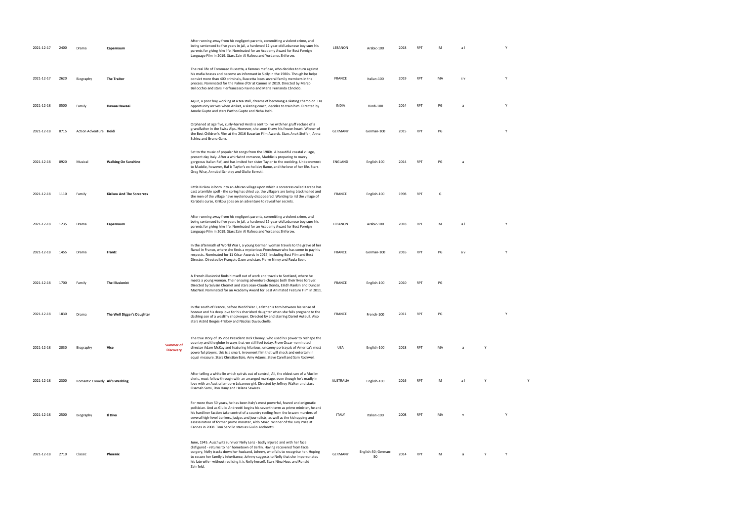| | | | | | | | | | | | | | | |
|---|---|---|---|---|---|---|---|---|---|---|---|---|---|---|
| 2021-12-17 | 2400 | Drama | **Capernaum** | | After running away from his negligent parents, committing a violent crime, and being sentenced to five years in jail, a hardened 12-year-old Lebanese boy sues his parents for giving him life. Nominated for an Academy Award for Best Foreign Language Film in 2019. Stars Zain Al Rafeea and Yordanos Shiferaw. | LEBANON | Arabic-100 | 2018 | RPT | M | a l | | Y | |
| 2021-12-17 | 2620 | Biography | **The Traitor** | | The real life of Tommaso Buscetta, a famous mafioso, who decides to turn against his mafia bosses and become an informant in Sicily in the 1980s. Though he helps convict more than 400 criminals, Buscetta loses several family members in the process. Nominated for the Palme d'Or at Cannes in 2019. Directed by Marco Bellocchio and stars Pierfrancesco Favino and Maria Fernanda Cândido. | FRANCE | Italian-100 | 2019 | RPT | MA | s v | | Y | |
| 2021-12-18 | 0500 | Family | **Hawaa Hawaai** | | Arjun, a poor boy working at a tea stall, dreams of becoming a skating champion. His opportunity arrives when Aniket, a skating coach, decides to train him. Directed by Amole Gupte and stars Partho Gupte and Neha Joshi. | INDIA | Hindi-100 | 2014 | RPT | PG | a | | Y | |
| 2021-12-18 | 0715 | Action Adventure | **Heidi** | | Orphaned at age five, curly-haired Heidi is sent to live with her gruff recluse of a grandfather in the Swiss Alps. However, she soon thaws his frozen heart. Winner of the Best Children's Film at the 2016 Bavarian Film Awards. Stars Anuk Steffen, Anna Schinz and Bruno Ganz. | GERMANY | German-100 | 2015 | RPT | PG | | | Y | |
| 2021-12-18 | 0920 | Musical | **Walking On Sunshine** | | Set to the music of popular hit songs from the 1980s. A beautiful coastal village, present day Italy. After a whirlwind romance, Maddie is preparing to marry gorgeous Italian Raf, and has invited her sister Taylor to the wedding. Unbeknownst to Maddie, however, Raf is Taylor's ex-holiday flame, and the love of her life. Stars Greg Wise, Annabel Scholey and Giulio Berruti. | ENGLAND | English-100 | 2014 | RPT | PG | a | | | |
| 2021-12-18 | 1110 | Family | **Kirikou And The Sorceress** | | Little Kirikou is born into an African village upon which a sorceress called Karaba has cast a terrible spell - the spring has dried up, the villagers are being blackmailed and the men of the village have mysteriously disappeared. Wanting to rid the village of Karaba's curse, Kirikou goes on an adventure to reveal her secrets. | FRANCE | English-100 | 1998 | RPT | G | | | | |
| 2021-12-18 | 1235 | Drama | **Capernaum** | | After running away from his negligent parents, committing a violent crime, and being sentenced to five years in jail, a hardened 12-year-old Lebanese boy sues his parents for giving him life. Nominated for an Academy Award for Best Foreign Language Film in 2019. Stars Zain Al Rafeea and Yordanos Shiferaw. | LEBANON | Arabic-100 | 2018 | RPT | M | a l | | Y | |
| 2021-12-18 | 1455 | Drama | **Frantz** | | In the aftermath of World War I, a young German woman travels to the grave of her fiancé in France, where she finds a mysterious Frenchman who has come to pay his respects. Nominated for 11 César Awards in 2017, including Best Film and Best Director. Directed by François Ozon and stars Pierre Niney and Paula Beer. | FRANCE | German-100 | 2016 | RPT | PG | a v | | Y | |
| 2021-12-18 | 1700 | Family | **The Illusionist** | | A French illusionist finds himself out of work and travels to Scotland, where he meets a young woman. Their ensuing adventure changes both their lives forever. Directed by Sylvain Chomet and stars Jean-Claude Donda, Eilidh Rankin and Duncan MacNeil. Nominated for an Academy Award for Best Animated Feature Film in 2011. | FRANCE | English-100 | 2010 | RPT | PG | | | | |
| 2021-12-18 | 1830 | Drama | **The Well Digger's Daughter** | | In the south of France, before World War I, a father is torn between his sense of honour and his deep love for his cherished daughter when she falls pregnant to the dashing son of a wealthy shopkeeper. Directed by and starring Daniel Auteuil. Also stars Astrid Bergès-Frisbey and Nicolas Duvauchelle. | FRANCE | French-100 | 2011 | RPT | PG | | | Y | |
| 2021-12-18 | 2030 | Biography | **Vice** | **Summer of Discovery** | The true story of US Vice President Dick Cheney, who used his power to reshape the country and the globe in ways that we still feel today. From Oscar-nominated director Adam McKay and featuring hilarious, uncanny portrayals of America's most powerful players, this is a smart, irreverent film that will shock and entertain in equal measure. Stars Christian Bale, Amy Adams, Steve Carell and Sam Rockwell. | USA | English-100 | 2018 | RPT | MA | a | Y | | |
| 2021-12-18 | 2300 | Romantic Comedy | **Ali's Wedding** | | After telling a white lie which spirals out of control, Ali, the eldest son of a Muslim cleric, must follow through with an arranged marriage, even though he's madly in love with an Australian-born Lebanese girl. Directed by Jeffrey Walker and stars Osamah Sami, Don Hany and Helana Sawires. | AUSTRALIA | English-100 | 2016 | RPT | M | a l | Y | | Y |
| 2021-12-18 | 2500 | Biography | **Il Divo** | | For more than 50 years, he has been Italy's most powerful, feared and enigmatic politician. And as Giulio Andreotti begins his seventh term as prime minister, he and his hardliner faction take control of a country reeling from the brazen murders of several high-level bankers, judges and journalists, as well as the kidnapping and assassination of former prime minister, Aldo Moro. Winner of the Jury Prize at Cannes in 2008. Toni Servillo stars as Giulio Andreotti. | ITALY | Italian-100 | 2008 | RPT | MA | v | | Y | |
| 2021-12-18 | 2710 | Classic | **Phoenix** | | June, 1945. Auschwitz survivor Nelly Lenz - badly injured and with her face disfigured - returns to her hometown of Berlin. Having recovered from facial surgery, Nelly tracks down her husband, Johnny, who fails to recognise her. Hoping to secure her family's inheritance, Johnny suggests to Nelly that she impersonates his late wife - without realising it is Nelly herself. Stars Nina Hoss and Ronald Zehrfeld. | GERMANY | English-50; German-50 | 2014 | RPT | M | a | Y | Y | |